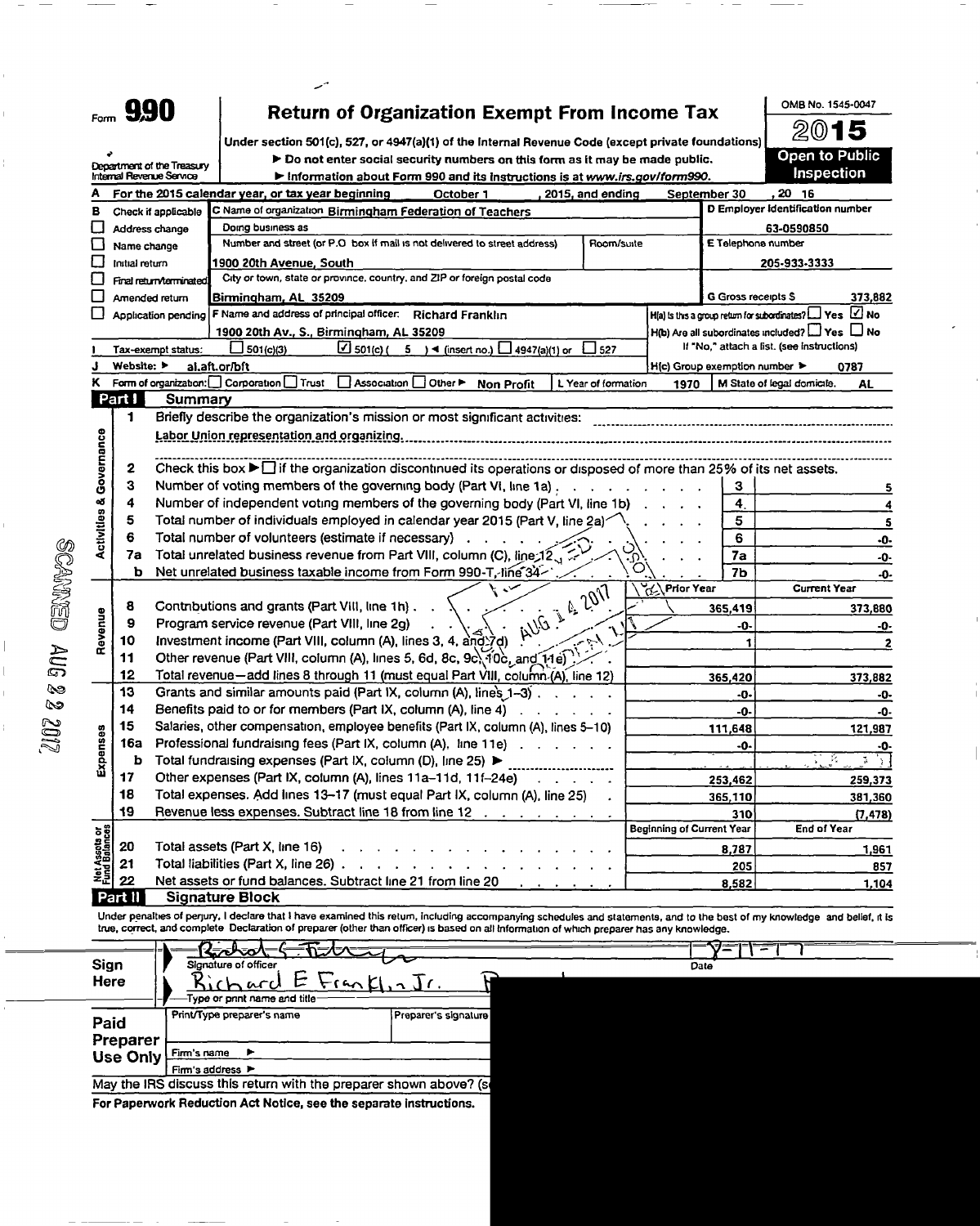Form **990**

# Return of Organization Exempt From Income Tax

Under section 501(c), 527, or 4947(a)(1) of the Internal Revenue Code (except private foundations)

▶ Do not enter social security numbers on this form as it may be made public.

▶ Information about Form 990 and its instructions is at www.irs.gov/form990.

Department of the Treasury Internal Revenue Service

OMB No. 1545-0047

**2015**

**Open to Public Inspection**

**A** For the 2015 calendar year, or tax year beginning October 1, 2015, and ending September 30, 20 16

**B** Check if applicable
- ☐ Address change
- ☐ Name change
- ☐ Initial return
- ☐ Final return/terminated
- ☐ Amended return
- ☐ Application pending

**C** Name of organization: Birmingham Federation of Teachers

Doing business as

Number and street (or P.O. box if mail is not delivered to street address): 1900 20th Avenue, South — Room/suite

City or town, state or province, country, and ZIP or foreign postal code: Birmingham, AL 35209

**D** Employer identification number: 63-0590850

**E** Telephone number: 205-933-3333

**G** Gross receipts $ 373,882

**F** Name and address of principal officer: Richard Franklin, 1900 20th Av., S., Birmingham, AL 35209

**H(a)** Is this a group return for subordinates? ☐ Yes ☑ No

**H(b)** Are all subordinates included? ☐ Yes ☐ No — If "No," attach a list. (see instructions)

**I** Tax-exempt status: ☐ 501(c)(3) ☑ 501(c) ( 5 ) ◄ (insert no.) ☐ 4947(a)(1) or ☐ 527

**J** Website: ▶ al.aft.or/bft

**H(c)** Group exemption number ▶ 0787

**K** Form of organization: ☐ Corporation ☐ Trust ☐ Association ☐ Other ▶ Non Profit

**L** Year of formation: 1970

**M** State of legal domicile: AL

## Part I Summary

**Activities & Governance**

1. Briefly describe the organization's mission or most significant activities: Labor Union representation and organizing.
2. Check this box ▶ ☐ if the organization discontinued its operations or disposed of more than 25% of its net assets.

| | | | |
|---|---|---|---|
| 3 | Number of voting members of the governing body (Part VI, line 1a) | 3 | 5 |
| 4 | Number of independent voting members of the governing body (Part VI, line 1b) | 4 | 4 |
| 5 | Total number of individuals employed in calendar year 2015 (Part V, line 2a) | 5 | 5 |
| 6 | Total number of volunteers (estimate if necessary) | 6 | -0- |
| 7a | Total unrelated business revenue from Part VIII, column (C), line 12 | 7a | -0- |
| b | Net unrelated business taxable income from Form 990-T, line 34 | 7b | -0- |

| | | | Prior Year | Current Year |
|---|---|---|---|---|
| **Revenue** | 8 | Contributions and grants (Part VIII, line 1h) | 365,419 | 373,880 |
| | 9 | Program service revenue (Part VIII, line 2g) | -0- | -0- |
| | 10 | Investment income (Part VIII, column (A), lines 3, 4, and 7d) | 1 | 2 |
| | 11 | Other revenue (Part VIII, column (A), lines 5, 6d, 8c, 9c, 10c, and 11e) | | |
| | 12 | Total revenue—add lines 8 through 11 (must equal Part VIII, column (A), line 12) | 365,420 | 373,882 |
| **Expenses** | 13 | Grants and similar amounts paid (Part IX, column (A), lines 1–3) | -0- | -0- |
| | 14 | Benefits paid to or for members (Part IX, column (A), line 4) | -0- | -0- |
| | 15 | Salaries, other compensation, employee benefits (Part IX, column (A), lines 5–10) | 111,648 | 121,987 |
| | 16a | Professional fundraising fees (Part IX, column (A), line 11e) | -0- | -0- |
| | b | Total fundraising expenses (Part IX, column (D), line 25) ▶ | | |
| | 17 | Other expenses (Part IX, column (A), lines 11a–11d, 11f–24e) | 253,462 | 259,373 |
| | 18 | Total expenses. Add lines 13–17 (must equal Part IX, column (A), line 25) | 365,110 | 381,360 |
| | 19 | Revenue less expenses. Subtract line 18 from line 12 | 310 | (7,478) |
| | | | **Beginning of Current Year** | **End of Year** |
| **Net Assets or Fund Balances** | 20 | Total assets (Part X, line 16) | 8,787 | 1,961 |
| | 21 | Total liabilities (Part X, line 26) | 205 | 857 |
| | 22 | Net assets or fund balances. Subtract line 21 from line 20 | 8,582 | 1,104 |

## Part II Signature Block

Under penalties of perjury, I declare that I have examined this return, including accompanying schedules and statements, and to the best of my knowledge and belief, it is true, correct, and complete. Declaration of preparer (other than officer) is based on all information of which preparer has any knowledge.

**Sign Here**

Signature of officer — Date: 8-11-17

Richard E Franklin Jr.

Type or print name and title

**Paid Preparer Use Only**

Print/Type preparer's name | Preparer's signature

Firm's name ▶

Firm's address ▶

May the IRS discuss this return with the preparer shown above? (s

For Paperwork Reduction Act Notice, see the separate instructions.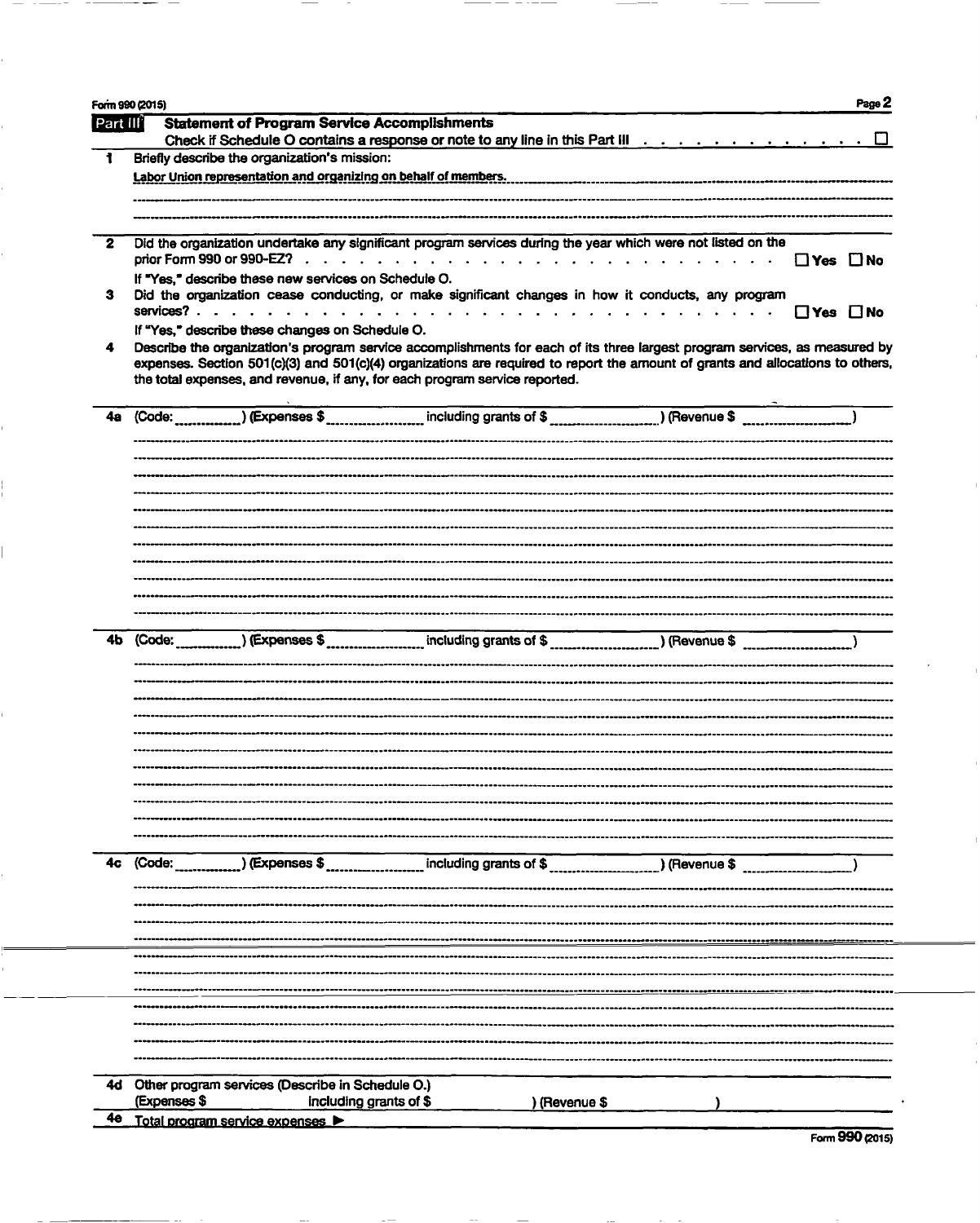Form 990 (2015)

## Part III Statement of Program Service Accomplishments

Check if Schedule O contains a response or note to any line in this Part III . . . . . . . . . . . . . . ☐

**1** Briefly describe the organization's mission:

Labor Union representation and organizing on behalf of members.

**2** Did the organization undertake any significant program services during the year which were not listed on the prior Form 990 or 990-EZ? . . . . . . . . . . . . . . . . . . . . . . . . . . . . ☐ Yes ☐ No

If "Yes," describe these new services on Schedule O.

**3** Did the organization cease conducting, or make significant changes in how it conducts, any program services? . . . . . . . . . . . . . . . . . . . . . . . . . . . . . . . . ☐ Yes ☐ No

If "Yes," describe these changes on Schedule O.

**4** Describe the organization's program service accomplishments for each of its three largest program services, as measured by expenses. Section 501(c)(3) and 501(c)(4) organizations are required to report the amount of grants and allocations to others, the total expenses, and revenue, if any, for each program service reported.

**4a** (Code: ________) (Expenses $ ________ including grants of $ ________) (Revenue $ ________)

**4b** (Code: ________) (Expenses $ ________ including grants of $ ________) (Revenue $ ________)

**4c** (Code: ________) (Expenses $ ________ including grants of $ ________) (Revenue $ ________)

**4d** Other program services (Describe in Schedule O.)
(Expenses $ including grants of $ ) (Revenue $ )

**4e** Total program service expenses ▶

Form **990** (2015)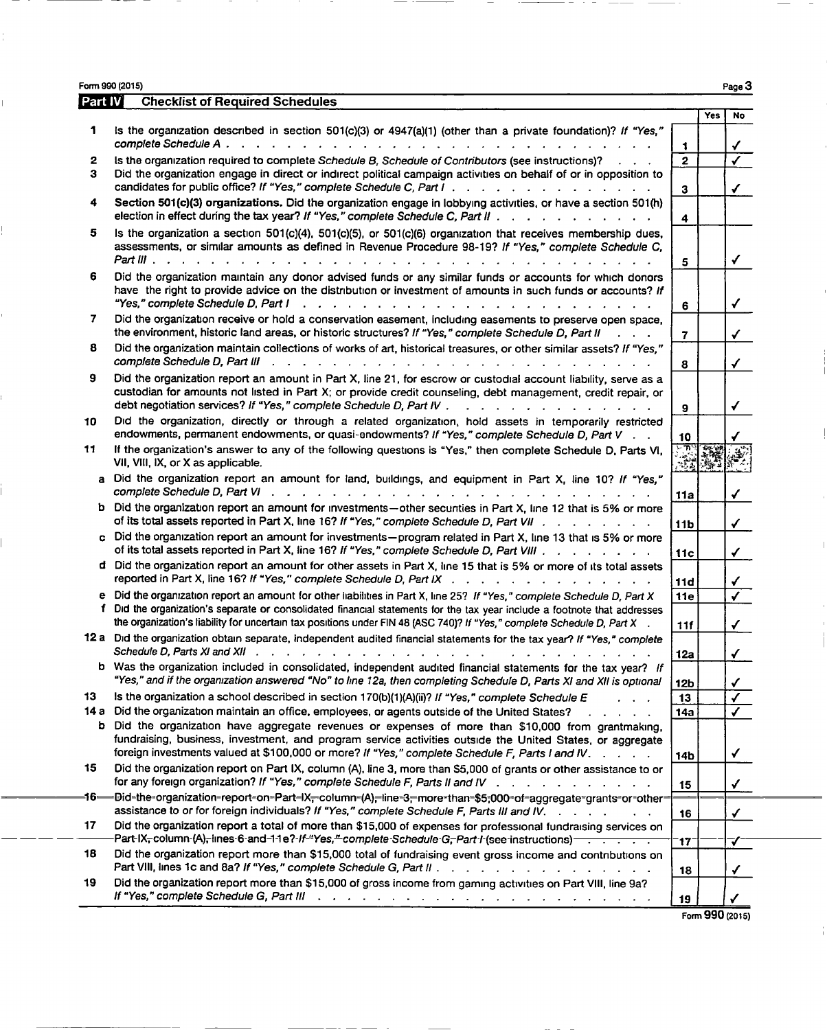## Part IV Checklist of Required Schedules

| | | | Yes | No |
|---|---|---|---|---|
| 1 | Is the organization described in section 501(c)(3) or 4947(a)(1) (other than a private foundation)? *If "Yes," complete Schedule A* | 1 | | ✓ |
| 2 | Is the organization required to complete *Schedule B, Schedule of Contributors* (see instructions)? | 2 | | ✓ |
| 3 | Did the organization engage in direct or indirect political campaign activities on behalf of or in opposition to candidates for public office? *If "Yes," complete Schedule C, Part I* | 3 | | ✓ |
| 4 | **Section 501(c)(3) organizations.** Did the organization engage in lobbying activities, or have a section 501(h) election in effect during the tax year? *If "Yes," complete Schedule C, Part II* | 4 | | |
| 5 | Is the organization a section 501(c)(4), 501(c)(5), or 501(c)(6) organization that receives membership dues, assessments, or similar amounts as defined in Revenue Procedure 98-19? *If "Yes," complete Schedule C, Part III* | 5 | | ✓ |
| 6 | Did the organization maintain any donor advised funds or any similar funds or accounts for which donors have the right to provide advice on the distribution or investment of amounts in such funds or accounts? *If "Yes," complete Schedule D, Part I* | 6 | | ✓ |
| 7 | Did the organization receive or hold a conservation easement, including easements to preserve open space, the environment, historic land areas, or historic structures? *If "Yes," complete Schedule D, Part II* | 7 | | ✓ |
| 8 | Did the organization maintain collections of works of art, historical treasures, or other similar assets? *If "Yes," complete Schedule D, Part III* | 8 | | ✓ |
| 9 | Did the organization report an amount in Part X, line 21, for escrow or custodial account liability, serve as a custodian for amounts not listed in Part X; or provide credit counseling, debt management, credit repair, or debt negotiation services? *If "Yes," complete Schedule D, Part IV* | 9 | | ✓ |
| 10 | Did the organization, directly or through a related organization, hold assets in temporarily restricted endowments, permanent endowments, or quasi-endowments? *If "Yes," complete Schedule D, Part V* | 10 | | ✓ |
| 11 | If the organization's answer to any of the following questions is "Yes," then complete Schedule D, Parts VI, VII, VIII, IX, or X as applicable. | | | |
| a | Did the organization report an amount for land, buildings, and equipment in Part X, line 10? *If "Yes," complete Schedule D, Part VI* | 11a | | ✓ |
| b | Did the organization report an amount for investments—other securities in Part X, line 12 that is 5% or more of its total assets reported in Part X, line 16? *If "Yes," complete Schedule D, Part VII* | 11b | | ✓ |
| c | Did the organization report an amount for investments—program related in Part X, line 13 that is 5% or more of its total assets reported in Part X, line 16? *If "Yes," complete Schedule D, Part VIII* | 11c | | ✓ |
| d | Did the organization report an amount for other assets in Part X, line 15 that is 5% or more of its total assets reported in Part X, line 16? *If "Yes," complete Schedule D, Part IX* | 11d | | ✓ |
| e | Did the organization report an amount for other liabilities in Part X, line 25? *If "Yes," complete Schedule D, Part X* | 11e | | ✓ |
| f | Did the organization's separate or consolidated financial statements for the tax year include a footnote that addresses the organization's liability for uncertain tax positions under FIN 48 (ASC 740)? *If "Yes," complete Schedule D, Part X* | 11f | | ✓ |
| 12a | Did the organization obtain separate, independent audited financial statements for the tax year? *If "Yes," complete Schedule D, Parts XI and XII* | 12a | | ✓ |
| b | Was the organization included in consolidated, independent audited financial statements for the tax year? *If "Yes," and if the organization answered "No" to line 12a, then completing Schedule D, Parts XI and XII is optional* | 12b | | ✓ |
| 13 | Is the organization a school described in section 170(b)(1)(A)(ii)? *If "Yes," complete Schedule E* | 13 | | ✓ |
| 14a | Did the organization maintain an office, employees, or agents outside of the United States? | 14a | | ✓ |
| b | Did the organization have aggregate revenues or expenses of more than $10,000 from grantmaking, fundraising, business, investment, and program service activities outside the United States, or aggregate foreign investments valued at $100,000 or more? *If "Yes," complete Schedule F, Parts I and IV* | 14b | | ✓ |
| 15 | Did the organization report on Part IX, column (A), line 3, more than $5,000 of grants or other assistance to or for any foreign organization? *If "Yes," complete Schedule F, Parts II and IV* | 15 | | ✓ |
| 16 | Did the organization report on Part IX, column (A), line 3, more than $5,000 of aggregate grants or other assistance to or for foreign individuals? *If "Yes," complete Schedule F, Parts III and IV.* | 16 | | ✓ |
| 17 | Did the organization report a total of more than $15,000 of expenses for professional fundraising services on Part IX, column (A), lines 6 and 11e? *If "Yes," complete Schedule G, Part I* (see instructions) | 17 | | ✓ |
| 18 | Did the organization report more than $15,000 total of fundraising event gross income and contributions on Part VIII, lines 1c and 8a? *If "Yes," complete Schedule G, Part II* | 18 | | ✓ |
| 19 | Did the organization report more than $15,000 of gross income from gaming activities on Part VIII, line 9a? *If "Yes," complete Schedule G, Part III* | 19 | | ✓ |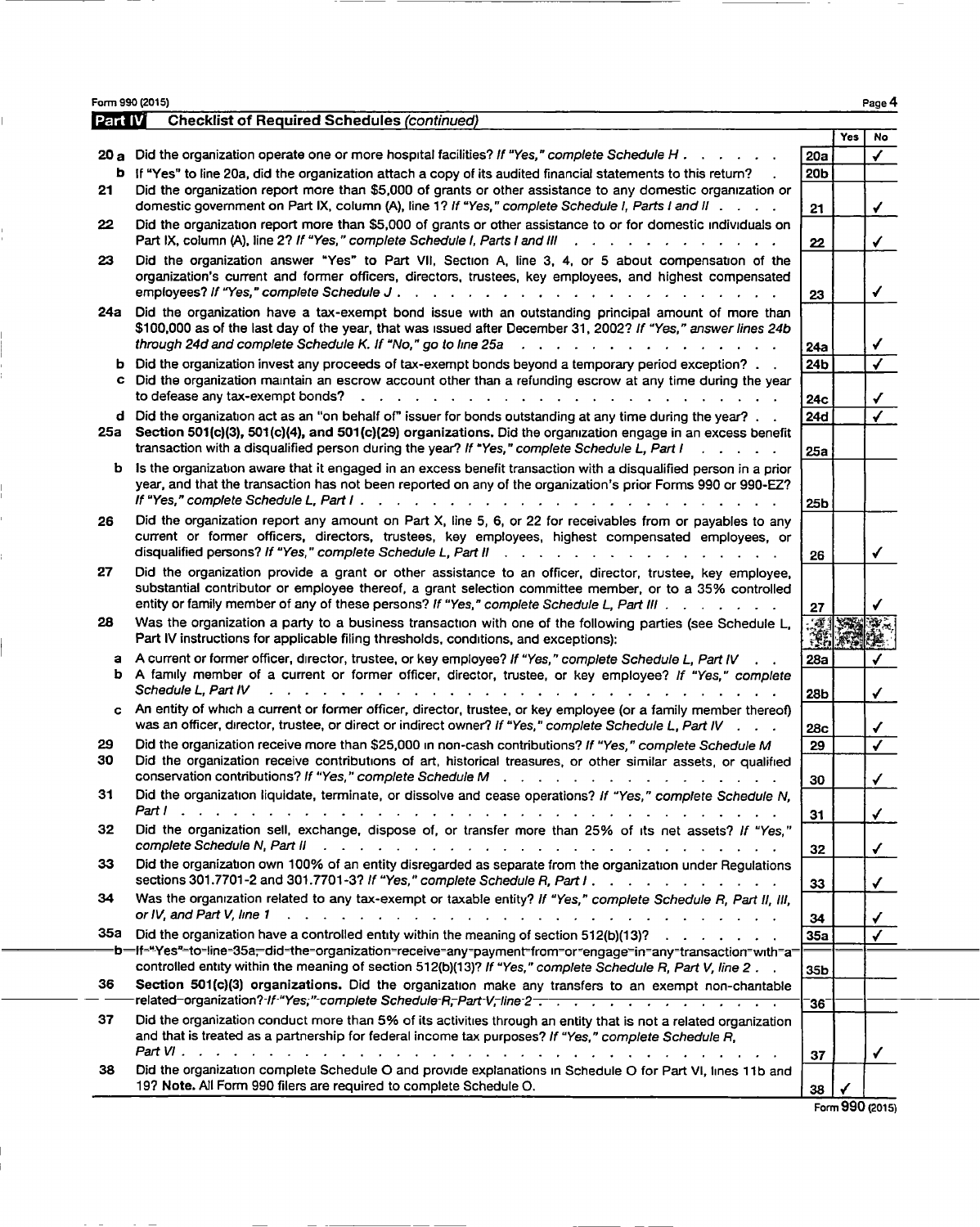Form 990 (2015) Page 4

**Part IV** **Checklist of Required Schedules** *(continued)*

| | | | Yes | No |
|---|---|---|---|---|
| 20 a | Did the organization operate one or more hospital facilities? *If "Yes," complete Schedule H* | 20a | | ✓ |
| b | If "Yes" to line 20a, did the organization attach a copy of its audited financial statements to this return? | 20b | | |
| 21 | Did the organization report more than $5,000 of grants or other assistance to any domestic organization or domestic government on Part IX, column (A), line 1? *If "Yes," complete Schedule I, Parts I and II* | 21 | | ✓ |
| 22 | Did the organization report more than $5,000 of grants or other assistance to or for domestic individuals on Part IX, column (A), line 2? *If "Yes," complete Schedule I, Parts I and III* | 22 | | ✓ |
| 23 | Did the organization answer "Yes" to Part VII, Section A, line 3, 4, or 5 about compensation of the organization's current and former officers, directors, trustees, key employees, and highest compensated employees? *If "Yes," complete Schedule J* | 23 | | ✓ |
| 24a | Did the organization have a tax-exempt bond issue with an outstanding principal amount of more than $100,000 as of the last day of the year, that was issued after December 31, 2002? *If "Yes," answer lines 24b through 24d and complete Schedule K. If "No," go to line 25a* | 24a | | ✓ |
| b | Did the organization invest any proceeds of tax-exempt bonds beyond a temporary period exception? | 24b | | ✓ |
| c | Did the organization maintain an escrow account other than a refunding escrow at any time during the year to defease any tax-exempt bonds? | 24c | | ✓ |
| d | Did the organization act as an "on behalf of" issuer for bonds outstanding at any time during the year? | 24d | | ✓ |
| 25a | **Section 501(c)(3), 501(c)(4), and 501(c)(29) organizations.** Did the organization engage in an excess benefit transaction with a disqualified person during the year? *If "Yes," complete Schedule L, Part I* | 25a | | |
| b | Is the organization aware that it engaged in an excess benefit transaction with a disqualified person in a prior year, and that the transaction has not been reported on any of the organization's prior Forms 990 or 990-EZ? *If "Yes," complete Schedule L, Part I* | 25b | | |
| 26 | Did the organization report any amount on Part X, line 5, 6, or 22 for receivables from or payables to any current or former officers, directors, trustees, key employees, highest compensated employees, or disqualified persons? *If "Yes," complete Schedule L, Part II* | 26 | | ✓ |
| 27 | Did the organization provide a grant or other assistance to an officer, director, trustee, key employee, substantial contributor or employee thereof, a grant selection committee member, or to a 35% controlled entity or family member of any of these persons? *If "Yes," complete Schedule L, Part III* | 27 | | ✓ |
| 28 | Was the organization a party to a business transaction with one of the following parties (see Schedule L, Part IV instructions for applicable filing thresholds, conditions, and exceptions): | | | |
| a | A current or former officer, director, trustee, or key employee? *If "Yes," complete Schedule L, Part IV* | 28a | | ✓ |
| b | A family member of a current or former officer, director, trustee, or key employee? *If "Yes," complete Schedule L, Part IV* | 28b | | ✓ |
| c | An entity of which a current or former officer, director, trustee, or key employee (or a family member thereof) was an officer, director, trustee, or direct or indirect owner? *If "Yes," complete Schedule L, Part IV* | 28c | | ✓ |
| 29 | Did the organization receive more than $25,000 in non-cash contributions? *If "Yes," complete Schedule M* | 29 | | ✓ |
| 30 | Did the organization receive contributions of art, historical treasures, or other similar assets, or qualified conservation contributions? *If "Yes," complete Schedule M* | 30 | | ✓ |
| 31 | Did the organization liquidate, terminate, or dissolve and cease operations? *If "Yes," complete Schedule N, Part I* | 31 | | ✓ |
| 32 | Did the organization sell, exchange, dispose of, or transfer more than 25% of its net assets? *If "Yes," complete Schedule N, Part II* | 32 | | ✓ |
| 33 | Did the organization own 100% of an entity disregarded as separate from the organization under Regulations sections 301.7701-2 and 301.7701-3? *If "Yes," complete Schedule R, Part I* | 33 | | ✓ |
| 34 | Was the organization related to any tax-exempt or taxable entity? *If "Yes," complete Schedule R, Part II, III, or IV, and Part V, line 1* | 34 | | ✓ |
| 35a | Did the organization have a controlled entity within the meaning of section 512(b)(13)? | 35a | | ✓ |
| b | If "Yes" to line 35a, did the organization receive any payment from or engage in any transaction with a controlled entity within the meaning of section 512(b)(13)? *If "Yes," complete Schedule R, Part V, line 2* | 35b | | |
| 36 | **Section 501(c)(3) organizations.** Did the organization make any transfers to an exempt non-charitable related organization? *If "Yes," complete Schedule R, Part V, line 2* | 36 | | |
| 37 | Did the organization conduct more than 5% of its activities through an entity that is not a related organization and that is treated as a partnership for federal income tax purposes? *If "Yes," complete Schedule R, Part VI* | 37 | | ✓ |
| 38 | Did the organization complete Schedule O and provide explanations in Schedule O for Part VI, lines 11b and 19? **Note.** All Form 990 filers are required to complete Schedule O. | 38 | ✓ | |

Form **990** (2015)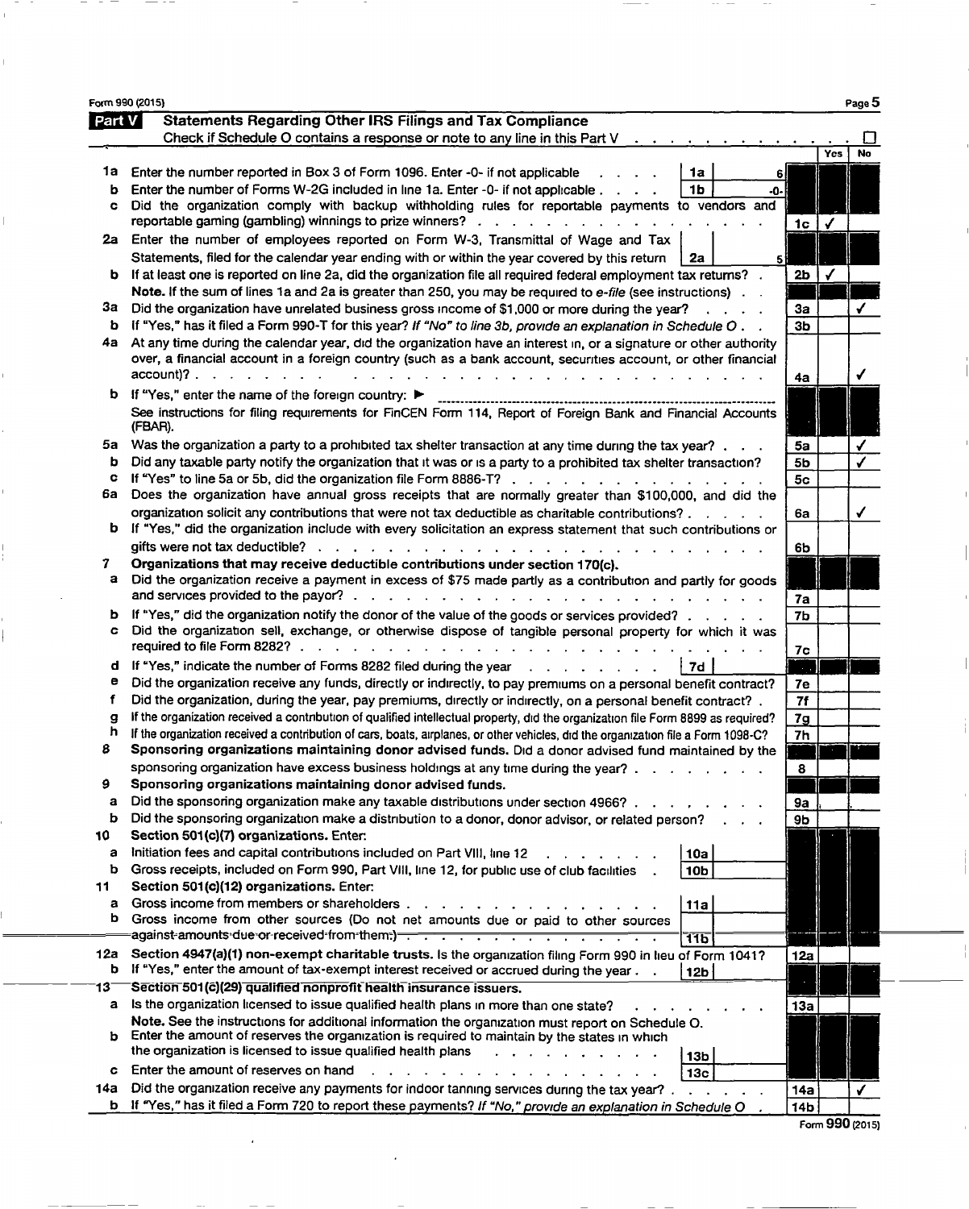Form 990 (2015) Page 5

## Part V Statements Regarding Other IRS Filings and Tax Compliance

Check if Schedule O contains a response or note to any line in this Part V . . . . . . . . . . . . . ☐

| | | | | | Yes | No |
|---|---|---|---|---|---|---|
| 1a | Enter the number reported in Box 3 of Form 1096. Enter -0- if not applicable | 1a | 6 | | | |
| b | Enter the number of Forms W-2G included in line 1a. Enter -0- if not applicable | 1b | -0- | | | |
| c | Did the organization comply with backup withholding rules for reportable payments to vendors and reportable gaming (gambling) winnings to prize winners? | | | 1c | ✓ | |
| 2a | Enter the number of employees reported on Form W-3, Transmittal of Wage and Tax Statements, filed for the calendar year ending with or within the year covered by this return | 2a | 5 | | | |
| b | If at least one is reported on line 2a, did the organization file all required federal employment tax returns? | | | 2b | ✓ | |
| | **Note.** If the sum of lines 1a and 2a is greater than 250, you may be required to *e-file* (see instructions) | | | | | |
| 3a | Did the organization have unrelated business gross income of $1,000 or more during the year? | | | 3a | | ✓ |
| b | If "Yes," has it filed a Form 990-T for this year? *If "No" to line 3b, provide an explanation in Schedule O* | | | 3b | | |
| 4a | At any time during the calendar year, did the organization have an interest in, or a signature or other authority over, a financial account in a foreign country (such as a bank account, securities account, or other financial account)? | | | 4a | | ✓ |
| b | If "Yes," enter the name of the foreign country: ▶ | | | | | |
| | See instructions for filing requirements for FinCEN Form 114, Report of Foreign Bank and Financial Accounts (FBAR). | | | | | |
| 5a | Was the organization a party to a prohibited tax shelter transaction at any time during the tax year? | | | 5a | | ✓ |
| b | Did any taxable party notify the organization that it was or is a party to a prohibited tax shelter transaction? | | | 5b | | ✓ |
| c | If "Yes" to line 5a or 5b, did the organization file Form 8886-T? | | | 5c | | |
| 6a | Does the organization have annual gross receipts that are normally greater than $100,000, and did the organization solicit any contributions that were not tax deductible as charitable contributions? | | | 6a | | ✓ |
| b | If "Yes," did the organization include with every solicitation an express statement that such contributions or gifts were not tax deductible? | | | 6b | | |
| 7 | **Organizations that may receive deductible contributions under section 170(c).** | | | | | |
| a | Did the organization receive a payment in excess of $75 made partly as a contribution and partly for goods and services provided to the payor? | | | 7a | | |
| b | If "Yes," did the organization notify the donor of the value of the goods or services provided? | | | 7b | | |
| c | Did the organization sell, exchange, or otherwise dispose of tangible personal property for which it was required to file Form 8282? | | | 7c | | |
| d | If "Yes," indicate the number of Forms 8282 filed during the year | 7d | | | | |
| e | Did the organization receive any funds, directly or indirectly, to pay premiums on a personal benefit contract? | | | 7e | | |
| f | Did the organization, during the year, pay premiums, directly or indirectly, on a personal benefit contract? | | | 7f | | |
| g | If the organization received a contribution of qualified intellectual property, did the organization file Form 8899 as required? | | | 7g | | |
| h | If the organization received a contribution of cars, boats, airplanes, or other vehicles, did the organization file a Form 1098-C? | | | 7h | | |
| 8 | **Sponsoring organizations maintaining donor advised funds.** Did a donor advised fund maintained by the sponsoring organization have excess business holdings at any time during the year? | | | 8 | | |
| 9 | **Sponsoring organizations maintaining donor advised funds.** | | | | | |
| a | Did the sponsoring organization make any taxable distributions under section 4966? | | | 9a | | |
| b | Did the sponsoring organization make a distribution to a donor, donor advisor, or related person? | | | 9b | | |
| 10 | **Section 501(c)(7) organizations.** Enter: | | | | | |
| a | Initiation fees and capital contributions included on Part VIII, line 12 | 10a | | | | |
| b | Gross receipts, included on Form 990, Part VIII, line 12, for public use of club facilities | 10b | | | | |
| 11 | **Section 501(c)(12) organizations.** Enter: | | | | | |
| a | Gross income from members or shareholders | 11a | | | | |
| b | Gross income from other sources (Do not net amounts due or paid to other sources against amounts due or received from them.) | 11b | | | | |
| 12a | **Section 4947(a)(1) non-exempt charitable trusts.** Is the organization filing Form 990 in lieu of Form 1041? | | | 12a | | |
| b | If "Yes," enter the amount of tax-exempt interest received or accrued during the year | 12b | | | | |
| 13 | **Section 501(c)(29) qualified nonprofit health insurance issuers.** | | | | | |
| a | Is the organization licensed to issue qualified health plans in more than one state? | | | 13a | | |
| | **Note.** See the instructions for additional information the organization must report on Schedule O. | | | | | |
| b | Enter the amount of reserves the organization is required to maintain by the states in which the organization is licensed to issue qualified health plans | 13b | | | | |
| c | Enter the amount of reserves on hand | 13c | | | | |
| 14a | Did the organization receive any payments for indoor tanning services during the tax year? | | | 14a | | ✓ |
| b | If "Yes," has it filed a Form 720 to report these payments? *If "No," provide an explanation in Schedule O* | | | 14b | | |

Form **990** (2015)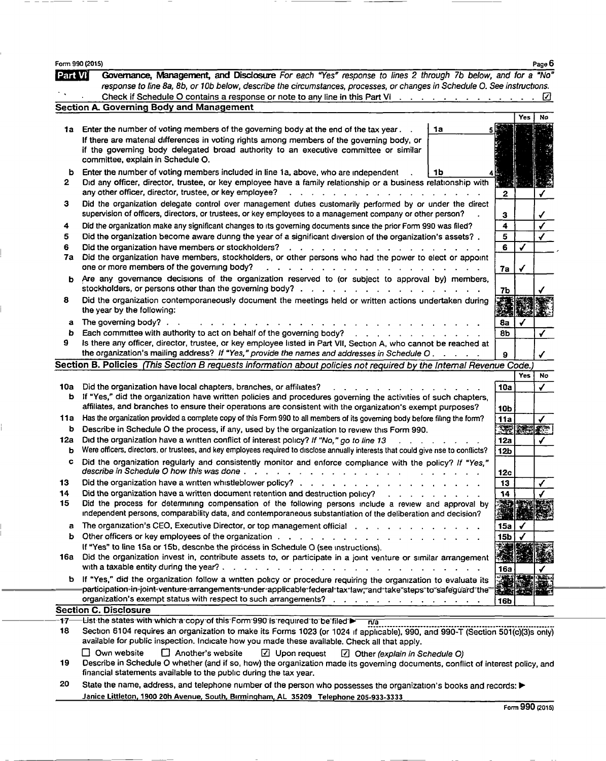Form 990 (2015)

**Part VI** **Governance, Management, and Disclosure** *For each "Yes" response to lines 2 through 7b below, and for a "No" response to line 8a, 8b, or 10b below, describe the circumstances, processes, or changes in Schedule O. See instructions.*

Check if Schedule O contains a response or note to any line in this Part VI . . . . . . . . . . . . . . . ☑

**Section A. Governing Body and Management**

| | | | | Yes | No |
|---|---|---|---|---|---|
| 1a | Enter the number of voting members of the governing body at the end of the tax year. If there are material differences in voting rights among members of the governing body, or if the governing body delegated broad authority to an executive committee or similar committee, explain in Schedule O. | 1a 5 | | | |
| b | Enter the number of voting members included in line 1a, above, who are independent | 1b 4 | | | |
| 2 | Did any officer, director, trustee, or key employee have a family relationship or a business relationship with any other officer, director, trustee, or key employee? | | 2 | | ✓ |
| 3 | Did the organization delegate control over management duties customarily performed by or under the direct supervision of officers, directors, or trustees, or key employees to a management company or other person? | | 3 | | ✓ |
| 4 | Did the organization make any significant changes to its governing documents since the prior Form 990 was filed? | | 4 | | ✓ |
| 5 | Did the organization become aware during the year of a significant diversion of the organization's assets? | | 5 | | ✓ |
| 6 | Did the organization have members or stockholders? | | 6 | ✓ | |
| 7a | Did the organization have members, stockholders, or other persons who had the power to elect or appoint one or more members of the governing body? | | 7a | ✓ | |
| b | Are any governance decisions of the organization reserved to (or subject to approval by) members, stockholders, or persons other than the governing body? | | 7b | | ✓ |
| 8 | Did the organization contemporaneously document the meetings held or written actions undertaken during the year by the following: | | | | |
| a | The governing body? | | 8a | ✓ | |
| b | Each committee with authority to act on behalf of the governing body? | | 8b | | ✓ |
| 9 | Is there any officer, director, trustee, or key employee listed in Part VII, Section A, who cannot be reached at the organization's mailing address? *If "Yes," provide the names and addresses in Schedule O* | | 9 | | ✓ |

**Section B. Policies** *(This Section B requests information about policies not required by the Internal Revenue Code.)*

| | | | Yes | No |
|---|---|---|---|---|
| 10a | Did the organization have local chapters, branches, or affiliates? | 10a | | ✓ |
| b | If "Yes," did the organization have written policies and procedures governing the activities of such chapters, affiliates, and branches to ensure their operations are consistent with the organization's exempt purposes? | 10b | | |
| 11a | Has the organization provided a complete copy of this Form 990 to all members of its governing body before filing the form? | 11a | | ✓ |
| b | Describe in Schedule O the process, if any, used by the organization to review this Form 990. | | | |
| 12a | Did the organization have a written conflict of interest policy? *If "No," go to line 13* | 12a | | ✓ |
| b | Were officers, directors, or trustees, and key employees required to disclose annually interests that could give rise to conflicts? | 12b | | |
| c | Did the organization regularly and consistently monitor and enforce compliance with the policy? *If "Yes," describe in Schedule O how this was done* | 12c | | |
| 13 | Did the organization have a written whistleblower policy? | 13 | | ✓ |
| 14 | Did the organization have a written document retention and destruction policy? | 14 | | ✓ |
| 15 | Did the process for determining compensation of the following persons include a review and approval by independent persons, comparability data, and contemporaneous substantiation of the deliberation and decision? | | | |
| a | The organization's CEO, Executive Director, or top management official | 15a | ✓ | |
| b | Other officers or key employees of the organization | 15b | ✓ | |
| | If "Yes" to line 15a or 15b, describe the process in Schedule O (see instructions). | | | |
| 16a | Did the organization invest in, contribute assets to, or participate in a joint venture or similar arrangement with a taxable entity during the year? | 16a | | ✓ |
| b | If "Yes," did the organization follow a written policy or procedure requiring the organization to evaluate its participation in joint venture arrangements under applicable federal tax law, and take steps to safeguard the organization's exempt status with respect to such arrangements? | 16b | | |

**Section C. Disclosure**

17 List the states with which a copy of this Form 990 is required to be filed ▶ n/a

18 Section 6104 requires an organization to make its Forms 1023 (or 1024 if applicable), 990, and 990-T (Section 501(c)(3)s only) available for public inspection. Indicate how you made these available. Check all that apply.

☐ Own website ☐ Another's website ☑ Upon request ☑ Other *(explain in Schedule O)*

19 Describe in Schedule O whether (and if so, how) the organization made its governing documents, conflict of interest policy, and financial statements available to the public during the tax year.

20 State the name, address, and telephone number of the person who possesses the organization's books and records: ▶

Janice Littleton, 1900 20h Avenue, South, Birmingham, AL 35209 Telephone 205-933-3333

Form 990 (2015)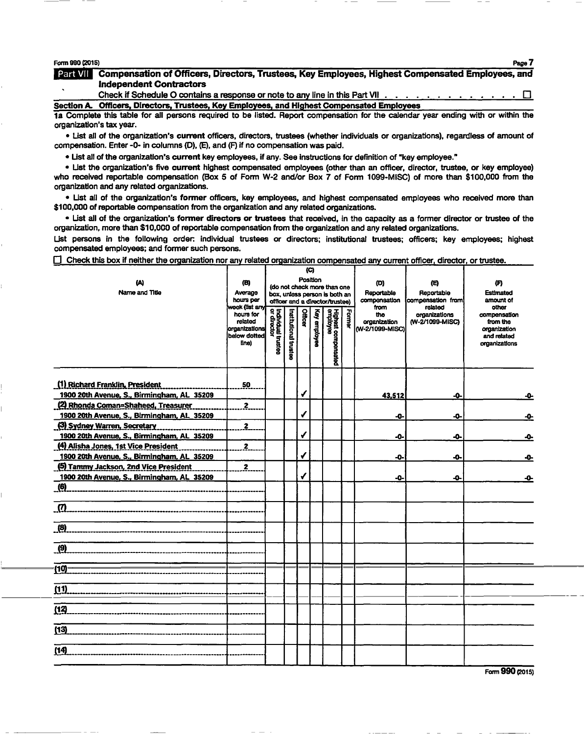Form 990 (2015)

**Part VII** **Compensation of Officers, Directors, Trustees, Key Employees, Highest Compensated Employees, and Independent Contractors**

Check if Schedule O contains a response or note to any line in this Part VII . . . . . . . . . . . . . . ☐

**Section A. Officers, Directors, Trustees, Key Employees, and Highest Compensated Employees**

**1a** Complete this table for all persons required to be listed. Report compensation for the calendar year ending with or within the organization's tax year.

- List all of the organization's **current** officers, directors, trustees (whether individuals or organizations), regardless of amount of compensation. Enter -0- in columns (D), (E), and (F) if no compensation was paid.
- List all of the organization's **current** key employees, if any. See instructions for definition of "key employee."
- List the organization's five **current** highest compensated employees (other than an officer, director, trustee, or key employee) who received reportable compensation (Box 5 of Form W-2 and/or Box 7 of Form 1099-MISC) of more than $100,000 from the organization and any related organizations.
- List all of the organization's **former** officers, key employees, and highest compensated employees who received more than $100,000 of reportable compensation from the organization and any related organizations.
- List all of the organization's **former directors or trustees** that received, in the capacity as a former director or trustee of the organization, more than $10,000 of reportable compensation from the organization and any related organizations.

List persons in the following order: individual trustees or directors; institutional trustees; officers; key employees; highest compensated employees; and former such persons.

☐ Check this box if neither the organization nor any related organization compensated any current officer, director, or trustee.

| (A) Name and Title | (B) Average hours per week (list any hours for related organizations below dotted line) | (C) Position (do not check more than one box, unless person is both an officer and a director/trustee) | | | | | | (D) Reportable compensation from the organization (W-2/1099-MISC) | (E) Reportable compensation from related organizations (W-2/1099-MISC) | (F) Estimated amount of other compensation from the organization and related organizations |
|---|---|---|---|---|---|---|---|---|---|---|
| | | Individual trustee or director | Institutional trustee | Officer | Key employee | Highest compensated employee | Former | | | |
| (1) Richard Franklin, President<br>1900 20th Avenue, S., Birmingham, AL 35209 | 50 | | | ✓ | | | | 43,512 | -0- | -0- |
| (2) Rhonda Coman-Shaheed, Treasurer<br>1900 20th Avenue, S., Birmingham, AL 35209 | 2 | | | ✓ | | | | -0- | -0- | -0- |
| (3) Sydney Warren, Secretary<br>1900 20th Avenue, S., Birmingham, AL 35209 | 2 | | | ✓ | | | | -0- | -0- | -0- |
| (4) Alisha Jones, 1st Vice President<br>1900 20th Avenue, S., Birmingham, AL 35209 | 2 | | | ✓ | | | | -0- | -0- | -0- |
| (5) Tammy Jackson, 2nd Vice President<br>1900 20th Avenue, S., Birmingham, AL 35209 | 2 | | | ✓ | | | | -0- | -0- | -0- |
| (6) | | | | | | | | | | |
| (7) | | | | | | | | | | |
| (8) | | | | | | | | | | |
| (9) | | | | | | | | | | |
| (10) | | | | | | | | | | |
| (11) | | | | | | | | | | |
| (12) | | | | | | | | | | |
| (13) | | | | | | | | | | |
| (14) | | | | | | | | | | |

Form **990** (2015)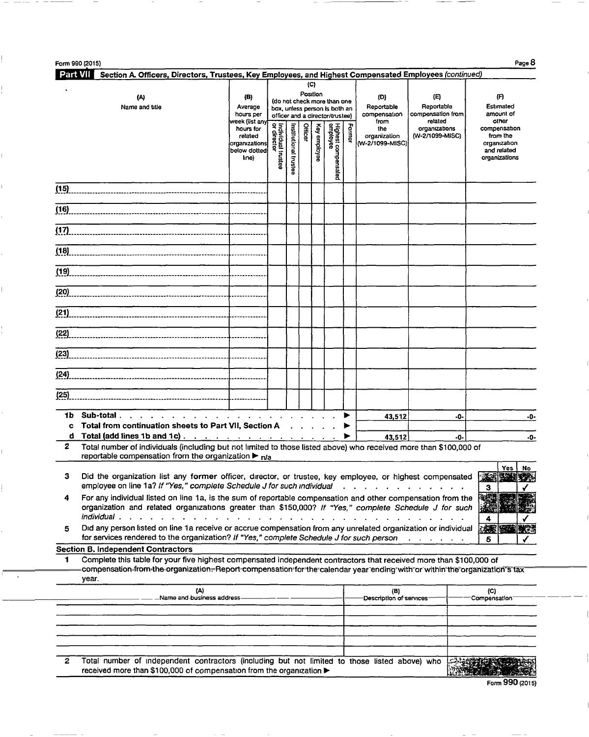Form 990 (2015)

**Part VII Section A. Officers, Directors, Trustees, Key Employees, and Highest Compensated Employees** *(continued)*

| (A) Name and title | (B) Average hours per week (list any hours for related organizations below dotted line) | (C) Position (do not check more than one box, unless person is both an officer and a director/trustee) | | | | | | (D) Reportable compensation from the organization (W-2/1099-MISC) | (E) Reportable compensation from related organizations (W-2/1099-MISC) | (F) Estimated amount of other compensation from the organization and related organizations |
|---|---|---|---|---|---|---|---|---|---|---|
| | | Individual trustee or director | Institutional trustee | Officer | Key employee | Highest compensated employee | Former | | | |
| (15) | | | | | | | | | | |
| (16) | | | | | | | | | | |
| (17) | | | | | | | | | | |
| (18) | | | | | | | | | | |
| (19) | | | | | | | | | | |
| (20) | | | | | | | | | | |
| (21) | | | | | | | | | | |
| (22) | | | | | | | | | | |
| (23) | | | | | | | | | | |
| (24) | | | | | | | | | | |
| (25) | | | | | | | | | | |
| **1b Sub-total** ▶ | | | | | | | | 43,512 | -0- | -0- |
| **c Total from continuation sheets to Part VII, Section A** ▶ | | | | | | | | | | |
| **d Total (add lines 1b and 1c)** ▶ | | | | | | | | 43,512 | -0- | -0- |

2 Total number of individuals (including but not limited to those listed above) who received more than $100,000 of reportable compensation from the organization ▶ n/a

| | | | Yes | No |
|---|---|---|---|---|
| 3 | Did the organization list any **former** officer, director, or trustee, key employee, or highest compensated employee on line 1a? *If "Yes," complete Schedule J for such individual* | 3 | | ✓ |
| 4 | For any individual listed on line 1a, is the sum of reportable compensation and other compensation from the organization and related organizations greater than $150,000? *If "Yes," complete Schedule J for such individual* | 4 | | ✓ |
| 5 | Did any person listed on line 1a receive or accrue compensation from any unrelated organization or individual for services rendered to the organization? *If "Yes," complete Schedule J for such person* | 5 | | ✓ |

**Section B. Independent Contractors**

1 Complete this table for your five highest compensated independent contractors that received more than $100,000 of compensation from the organization. Report compensation for the calendar year ending with or within the organization's tax year.

| (A) Name and business address | (B) Description of services | (C) Compensation |
|---|---|---|
| | | |
| | | |
| | | |
| | | |
| | | |

2 Total number of independent contractors (including but not limited to those listed above) who received more than $100,000 of compensation from the organization ▶

Form **990** (2015)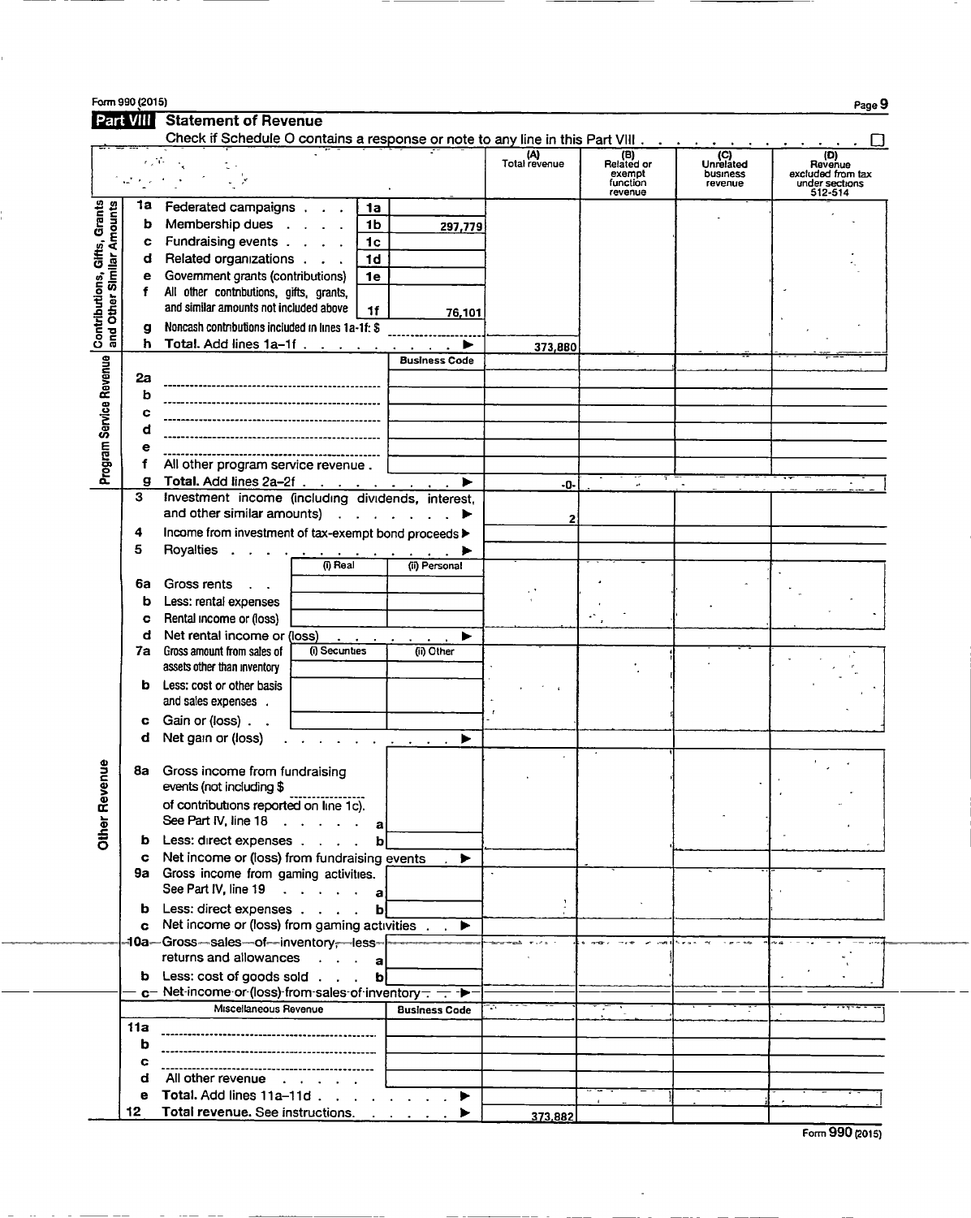Form 990 (2015)

## Part VIII Statement of Revenue

Check if Schedule O contains a response or note to any line in this Part VIII . . . . . . . . . . . . ☐

| | | | | (A) Total revenue | (B) Related or exempt function revenue | (C) Unrelated business revenue | (D) Revenue excluded from tax under sections 512-514 |
|---|---|---|---|---|---|---|---|
| **Contributions, Gifts, Grants and Other Similar Amounts** | 1a Federated campaigns | 1a | | | | | |
| | b Membership dues | 1b | 297,779 | | | | |
| | c Fundraising events | 1c | | | | | |
| | d Related organizations | 1d | | | | | |
| | e Government grants (contributions) | 1e | | | | | |
| | f All other contributions, gifts, grants, and similar amounts not included above | 1f | 76,101 | | | | |
| | g Noncash contributions included in lines 1a-1f: $ | | | | | | |
| | h **Total.** Add lines 1a–1f ▶ | | | 373,880 | | | |
| **Program Service Revenue** | | | Business Code | | | | |
| | 2a | | | | | | |
| | b | | | | | | |
| | c | | | | | | |
| | d | | | | | | |
| | e | | | | | | |
| | f All other program service revenue | | | | | | |
| | g **Total.** Add lines 2a–2f ▶ | | | -0- | | | |
| **Other Revenue** | 3 Investment income (including dividends, interest, and other similar amounts) ▶ | | | 2 | | | |
| | 4 Income from investment of tax-exempt bond proceeds ▶ | | | | | | |
| | 5 Royalties ▶ | | | | | | |
| | | (i) Real | (ii) Personal | | | | |
| | 6a Gross rents | | | | | | |
| | b Less: rental expenses | | | | | | |
| | c Rental income or (loss) | | | | | | |
| | d Net rental income or (loss) ▶ | | | | | | |
| | 7a Gross amount from sales of assets other than inventory | (i) Securities | (ii) Other | | | | |
| | b Less: cost or other basis and sales expenses | | | | | | |
| | c Gain or (loss) | | | | | | |
| | d Net gain or (loss) ▶ | | | | | | |
| | 8a Gross income from fundraising events (not including $ of contributions reported on line 1c). See Part IV, line 18 | a | | | | | |
| | b Less: direct expenses | b | | | | | |
| | c Net income or (loss) from fundraising events ▶ | | | | | | |
| | 9a Gross income from gaming activities. See Part IV, line 19 | a | | | | | |
| | b Less: direct expenses | b | | | | | |
| | c Net income or (loss) from gaming activities ▶ | | | | | | |
| | 10a Gross sales of inventory, less returns and allowances | a | | | | | |
| | b Less: cost of goods sold | b | | | | | |
| | c Net income or (loss) from sales of inventory ▶ | | | | | | |
| | Miscellaneous Revenue | | Business Code | | | | |
| | 11a | | | | | | |
| | b | | | | | | |
| | c | | | | | | |
| | d All other revenue | | | | | | |
| | e **Total.** Add lines 11a–11d ▶ | | | | | | |
| | 12 **Total revenue.** See instructions. ▶ | | | 373,882 | | | |

Form 990 (2015)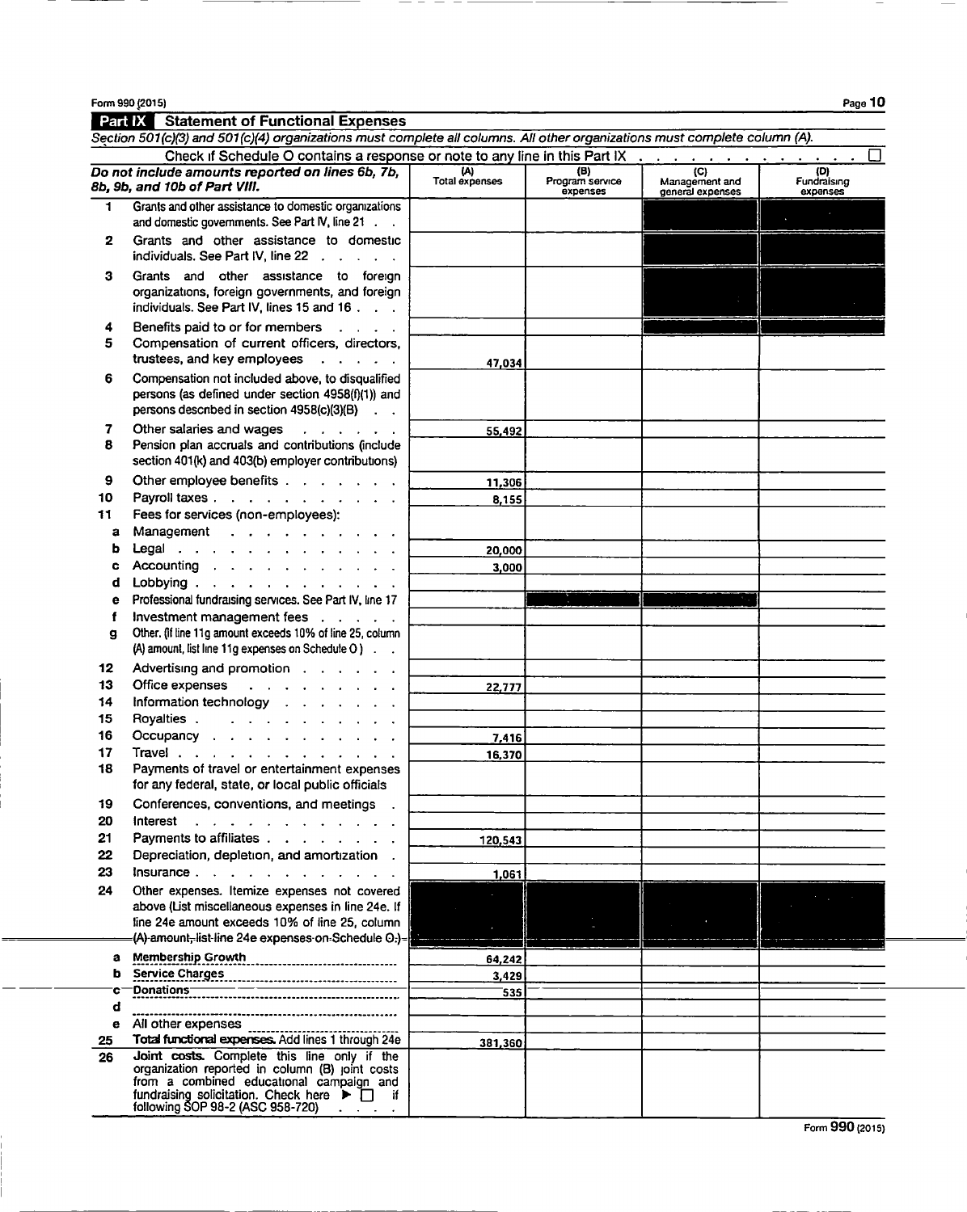Form 990 (2015)

## Part IX Statement of Functional Expenses

*Section 501(c)(3) and 501(c)(4) organizations must complete all columns. All other organizations must complete column (A).*

Check if Schedule O contains a response or note to any line in this Part IX . . . . . . . . . . . . . . . ☐

| *Do not include amounts reported on lines 6b, 7b, 8b, 9b, and 10b of Part VIII.* | (A) Total expenses | (B) Program service expenses | (C) Management and general expenses | (D) Fundraising expenses |
|---|---|---|---|---|
| 1 Grants and other assistance to domestic organizations and domestic governments. See Part IV, line 21 | | | | |
| 2 Grants and other assistance to domestic individuals. See Part IV, line 22 | | | | |
| 3 Grants and other assistance to foreign organizations, foreign governments, and foreign individuals. See Part IV, lines 15 and 16 | | | | |
| 4 Benefits paid to or for members | | | | |
| 5 Compensation of current officers, directors, trustees, and key employees | 47,034 | | | |
| 6 Compensation not included above, to disqualified persons (as defined under section 4958(f)(1)) and persons described in section 4958(c)(3)(B) | | | | |
| 7 Other salaries and wages | 55,492 | | | |
| 8 Pension plan accruals and contributions (include section 401(k) and 403(b) employer contributions) | | | | |
| 9 Other employee benefits | 11,306 | | | |
| 10 Payroll taxes | 8,155 | | | |
| 11 Fees for services (non-employees): | | | | |
| a Management | | | | |
| b Legal | 20,000 | | | |
| c Accounting | 3,000 | | | |
| d Lobbying | | | | |
| e Professional fundraising services. See Part IV, line 17 | | | | |
| f Investment management fees | | | | |
| g Other. (If line 11g amount exceeds 10% of line 25, column (A) amount, list line 11g expenses on Schedule O) | | | | |
| 12 Advertising and promotion | | | | |
| 13 Office expenses | 22,777 | | | |
| 14 Information technology | | | | |
| 15 Royalties | | | | |
| 16 Occupancy | 7,416 | | | |
| 17 Travel | 16,370 | | | |
| 18 Payments of travel or entertainment expenses for any federal, state, or local public officials | | | | |
| 19 Conferences, conventions, and meetings | | | | |
| 20 Interest | | | | |
| 21 Payments to affiliates | 120,543 | | | |
| 22 Depreciation, depletion, and amortization | | | | |
| 23 Insurance | 1,061 | | | |
| 24 Other expenses. Itemize expenses not covered above (List miscellaneous expenses in line 24e. If line 24e amount exceeds 10% of line 25, column (A) amount, list line 24e expenses on Schedule O.) | | | | |
| a Membership Growth | 64,242 | | | |
| b Service Charges | 3,429 | | | |
| c Donations | 535 | | | |
| d | | | | |
| e All other expenses | | | | |
| 25 **Total functional expenses.** Add lines 1 through 24e | 381,360 | | | |
| 26 **Joint costs.** Complete this line only if the organization reported in column (B) joint costs from a combined educational campaign and fundraising solicitation. Check here ▶ ☐ if following SOP 98-2 (ASC 958-720) | | | | |

Form **990** (2015)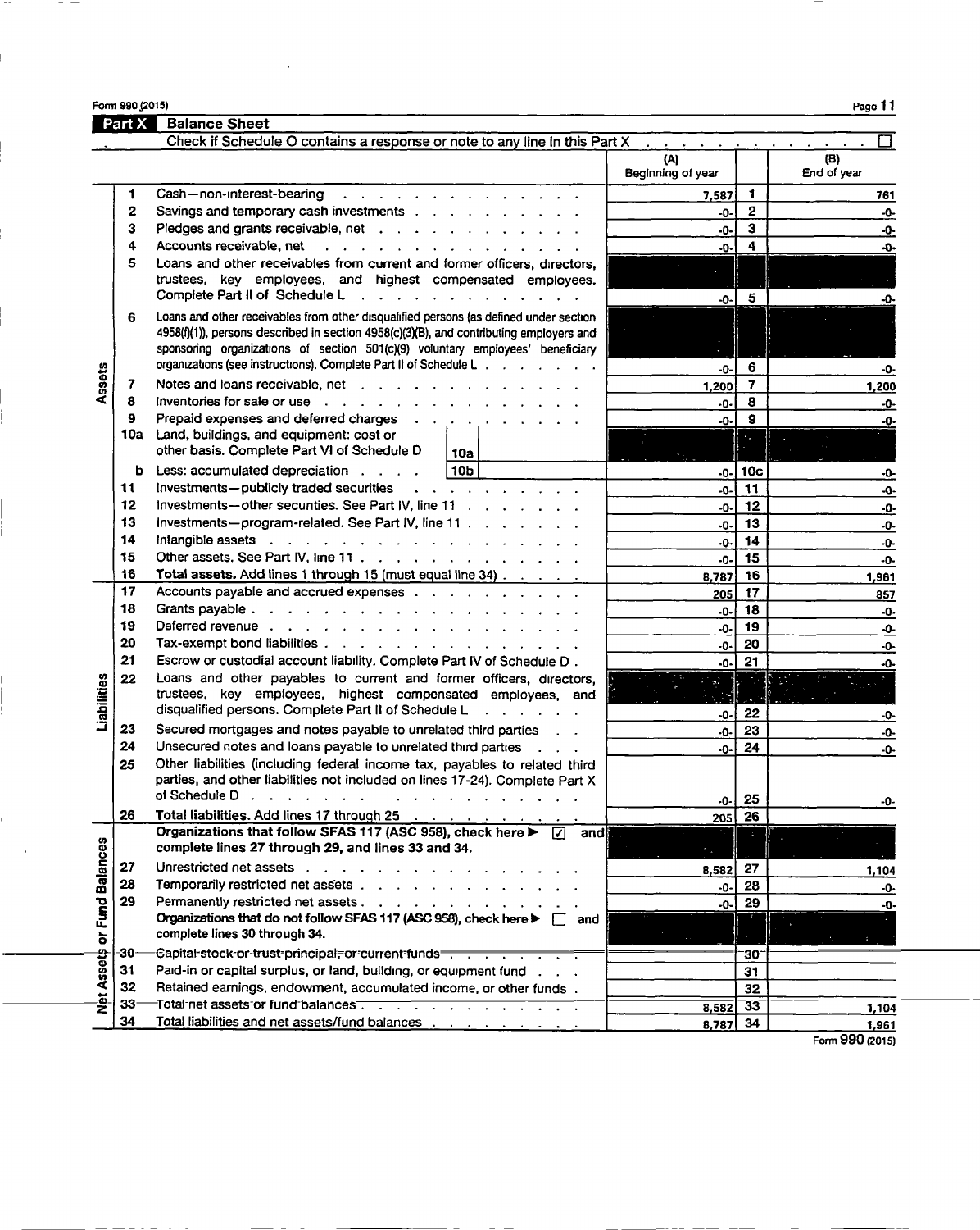Form 990 (2015)

## Part X Balance Sheet

Check if Schedule O contains a response or note to any line in this Part X . . . . . . . . . . . . . . ☐

| | | | (A) Beginning of year | | (B) End of year |
|---|---|---|---|---|---|
| **Assets** | 1 | Cash—non-interest-bearing | 7,587 | 1 | 761 |
| | 2 | Savings and temporary cash investments | -0- | 2 | -0- |
| | 3 | Pledges and grants receivable, net | -0- | 3 | -0- |
| | 4 | Accounts receivable, net | -0- | 4 | -0- |
| | 5 | Loans and other receivables from current and former officers, directors, trustees, key employees, and highest compensated employees. Complete Part II of Schedule L | -0- | 5 | -0- |
| | 6 | Loans and other receivables from other disqualified persons (as defined under section 4958(f)(1)), persons described in section 4958(c)(3)(B), and contributing employers and sponsoring organizations of section 501(c)(9) voluntary employees' beneficiary organizations (see instructions). Complete Part II of Schedule L | -0- | 6 | -0- |
| | 7 | Notes and loans receivable, net | 1,200 | 7 | 1,200 |
| | 8 | Inventories for sale or use | -0- | 8 | -0- |
| | 9 | Prepaid expenses and deferred charges | -0- | 9 | -0- |
| | 10a | Land, buildings, and equipment: cost or other basis. Complete Part VI of Schedule D (10a) | | | |
| | b | Less: accumulated depreciation (10b) | -0- | 10c | -0- |
| | 11 | Investments—publicly traded securities | -0- | 11 | -0- |
| | 12 | Investments—other securities. See Part IV, line 11 | -0- | 12 | -0- |
| | 13 | Investments—program-related. See Part IV, line 11 | -0- | 13 | -0- |
| | 14 | Intangible assets | -0- | 14 | -0- |
| | 15 | Other assets. See Part IV, line 11 | -0- | 15 | -0- |
| | 16 | **Total assets.** Add lines 1 through 15 (must equal line 34) | 8,787 | 16 | 1,961 |
| **Liabilities** | 17 | Accounts payable and accrued expenses | 205 | 17 | 857 |
| | 18 | Grants payable | -0- | 18 | -0- |
| | 19 | Deferred revenue | -0- | 19 | -0- |
| | 20 | Tax-exempt bond liabilities | -0- | 20 | -0- |
| | 21 | Escrow or custodial account liability. Complete Part IV of Schedule D | -0- | 21 | -0- |
| | 22 | Loans and other payables to current and former officers, directors, trustees, key employees, highest compensated employees, and disqualified persons. Complete Part II of Schedule L | -0- | 22 | -0- |
| | 23 | Secured mortgages and notes payable to unrelated third parties | -0- | 23 | -0- |
| | 24 | Unsecured notes and loans payable to unrelated third parties | -0- | 24 | -0- |
| | 25 | Other liabilities (including federal income tax, payables to related third parties, and other liabilities not included on lines 17-24). Complete Part X of Schedule D | -0- | 25 | -0- |
| | 26 | **Total liabilities.** Add lines 17 through 25 | 205 | 26 | |
| **Net Assets or Fund Balances** | | **Organizations that follow SFAS 117 (ASC 958), check here ▶ ☑ and complete lines 27 through 29, and lines 33 and 34.** | | | |
| | 27 | Unrestricted net assets | 8,582 | 27 | 1,104 |
| | 28 | Temporarily restricted net assets | -0- | 28 | -0- |
| | 29 | Permanently restricted net assets | -0- | 29 | -0- |
| | | **Organizations that do not follow SFAS 117 (ASC 958), check here ▶ ☐ and complete lines 30 through 34.** | | | |
| | 30 | Capital stock or trust principal, or current funds | | 30 | |
| | 31 | Paid-in or capital surplus, or land, building, or equipment fund | | 31 | |
| | 32 | Retained earnings, endowment, accumulated income, or other funds | | 32 | |
| | 33 | Total net assets or fund balances | 8,582 | 33 | 1,104 |
| | 34 | Total liabilities and net assets/fund balances | 8,787 | 34 | 1,961 |

Form 990 (2015)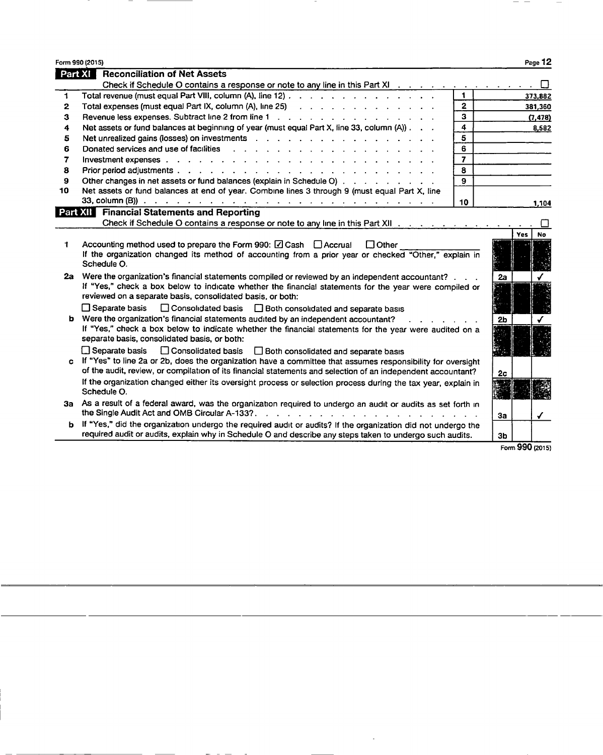Form 990 (2015)

## Part XI Reconciliation of Net Assets

Check if Schedule O contains a response or note to any line in this Part XI . . . ☐

| | | | |
|---|---|---|---|
| 1 | Total revenue (must equal Part VIII, column (A), line 12) | 1 | 373,882 |
| 2 | Total expenses (must equal Part IX, column (A), line 25) | 2 | 381,360 |
| 3 | Revenue less expenses. Subtract line 2 from line 1 | 3 | (7,478) |
| 4 | Net assets or fund balances at beginning of year (must equal Part X, line 33, column (A)) | 4 | 8,582 |
| 5 | Net unrealized gains (losses) on investments | 5 | |
| 6 | Donated services and use of facilities | 6 | |
| 7 | Investment expenses | 7 | |
| 8 | Prior period adjustments | 8 | |
| 9 | Other changes in net assets or fund balances (explain in Schedule O) | 9 | |
| 10 | Net assets or fund balances at end of year. Combine lines 3 through 9 (must equal Part X, line 33, column (B)) | 10 | 1,104 |

## Part XII Financial Statements and Reporting

Check if Schedule O contains a response or note to any line in this Part XII . . . ☐

| | | | Yes | No |
|---|---|---|---|---|
| 1 | Accounting method used to prepare the Form 990: ☑ Cash ☐ Accrual ☐ Other ____<br>If the organization changed its method of accounting from a prior year or checked "Other," explain in Schedule O. | | | |
| 2a | Were the organization's financial statements compiled or reviewed by an independent accountant?<br>If "Yes," check a box below to indicate whether the financial statements for the year were compiled or reviewed on a separate basis, consolidated basis, or both:<br>☐ Separate basis ☐ Consolidated basis ☐ Both consolidated and separate basis | 2a | | ✓ |
| b | Were the organization's financial statements audited by an independent accountant?<br>If "Yes," check a box below to indicate whether the financial statements for the year were audited on a separate basis, consolidated basis, or both:<br>☐ Separate basis ☐ Consolidated basis ☐ Both consolidated and separate basis | 2b | | ✓ |
| c | If "Yes" to line 2a or 2b, does the organization have a committee that assumes responsibility for oversight of the audit, review, or compilation of its financial statements and selection of an independent accountant?<br>If the organization changed either its oversight process or selection process during the tax year, explain in Schedule O. | 2c | | |
| 3a | As a result of a federal award, was the organization required to undergo an audit or audits as set forth in the Single Audit Act and OMB Circular A-133? | 3a | | ✓ |
| b | If "Yes," did the organization undergo the required audit or audits? If the organization did not undergo the required audit or audits, explain why in Schedule O and describe any steps taken to undergo such audits. | 3b | | |

Form 990 (2015)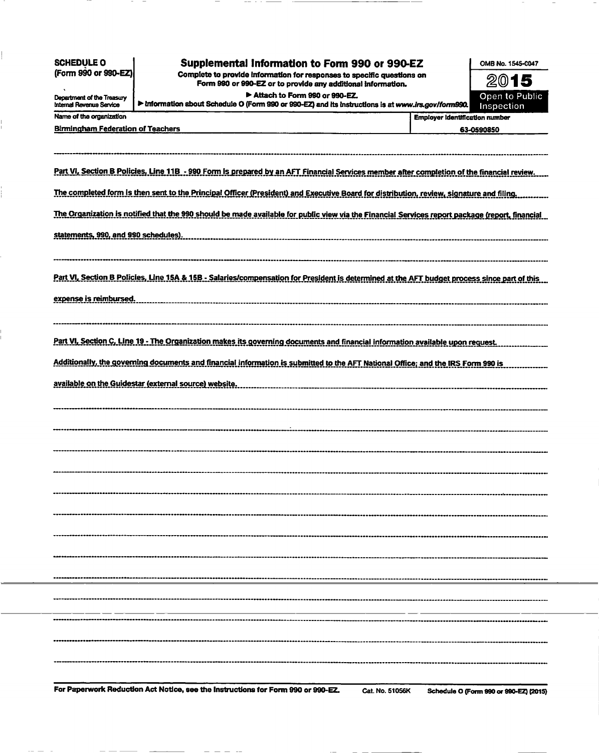**SCHEDULE O**
**(Form 990 or 990-EZ)**

Department of the Treasury
Internal Revenue Service

# Supplemental Information to Form 990 or 990-EZ

**Complete to provide information for responses to specific questions on Form 990 or 990-EZ or to provide any additional information.**

▶ Attach to Form 990 or 990-EZ.

▶ Information about Schedule O (Form 990 or 990-EZ) and its instructions is at *www.irs.gov/form990.*

OMB No. 1545-0047

**2015**

**Open to Public Inspection**

| Name of the organization | Employer identification number |
|---|---|
| Birmingham Federation of Teachers | 63-0590850 |

Part VI, Section B Policies, Line 11B - 990 Form is prepared by an AFT Financial Services member after completion of the financial review. The completed form is then sent to the Principal Officer (President) and Executive Board for distribution, review, signature and filing. The Organization is notified that the 990 should be made available for public view via the Financial Services report package (report, financial statements, 990, and 990 schedules).

Part VI, Section B Policies, Line 15A & 15B - Salaries/compensation for President is determined at the AFT budget process since part of this expense is reimbursed.

Part VI, Section C, Line 19 - The Organization makes its governing documents and financial information available upon request. Additionally, the governing documents and financial information is submitted to the AFT National Office; and the IRS Form 990 is available on the Guidestar (external source) website.

**For Paperwork Reduction Act Notice, see the Instructions for Form 990 or 990-EZ.** Cat. No. 51056K **Schedule O (Form 990 or 990-EZ) (2015)**